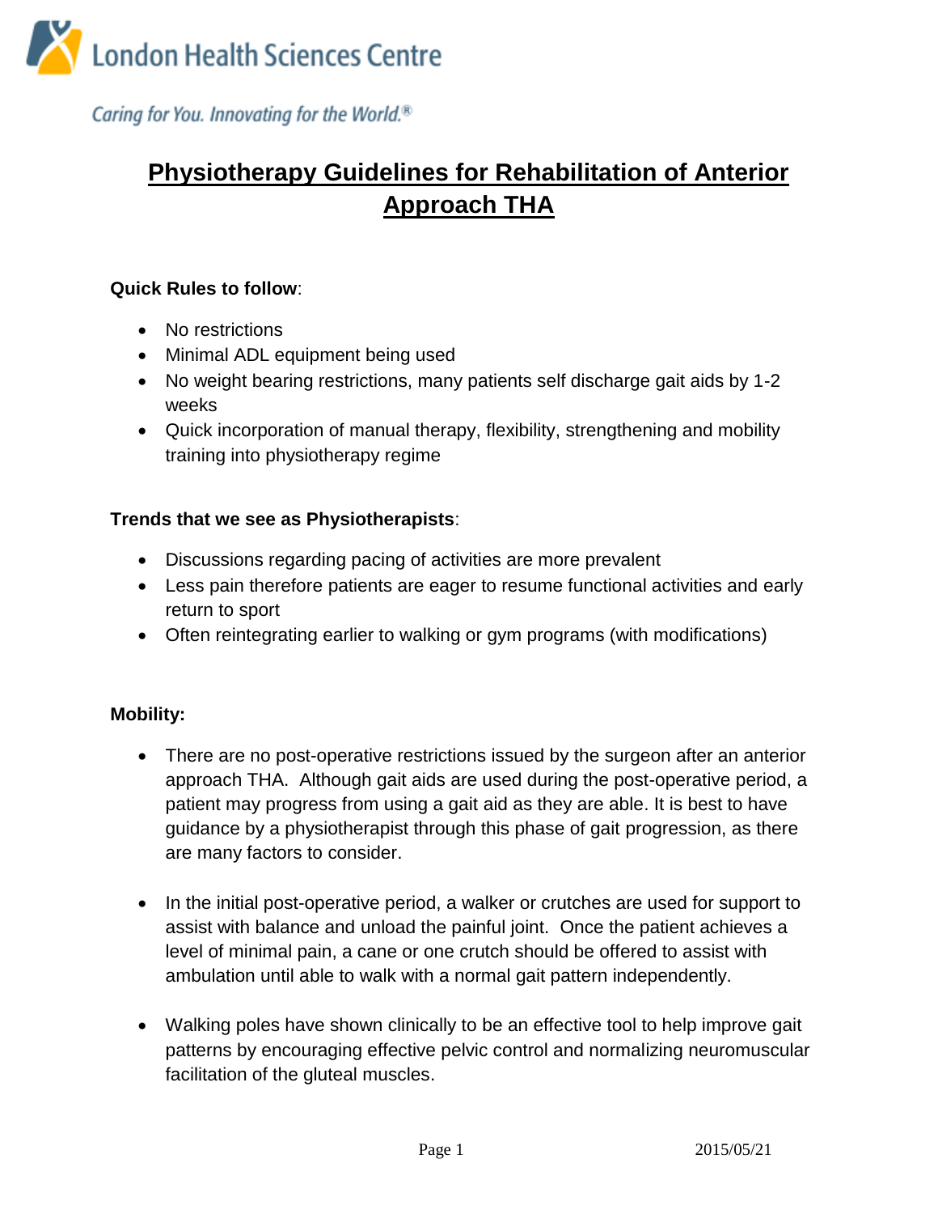London Health Sciences Centre

*Caring for You. Innovating for the World.®*

# Physiotherapy Guidelines for Rehabilitation of Anterior Approach THA

**Quick Rules to follow**:

- No restrictions
- Minimal ADL equipment being used
- No weight bearing restrictions, many patients self discharge gait aids by 1-2 weeks
- Quick incorporation of manual therapy, flexibility, strengthening and mobility training into physiotherapy regime

**Trends that we see as Physiotherapists**:

- Discussions regarding pacing of activities are more prevalent
- Less pain therefore patients are eager to resume functional activities and early return to sport
- Often reintegrating earlier to walking or gym programs (with modifications)

**Mobility:**

- There are no post-operative restrictions issued by the surgeon after an anterior approach THA. Although gait aids are used during the post-operative period, a patient may progress from using a gait aid as they are able. It is best to have guidance by a physiotherapist through this phase of gait progression, as there are many factors to consider.

- In the initial post-operative period, a walker or crutches are used for support to assist with balance and unload the painful joint. Once the patient achieves a level of minimal pain, a cane or one crutch should be offered to assist with ambulation until able to walk with a normal gait pattern independently.

- Walking poles have shown clinically to be an effective tool to help improve gait patterns by encouraging effective pelvic control and normalizing neuromuscular facilitation of the gluteal muscles.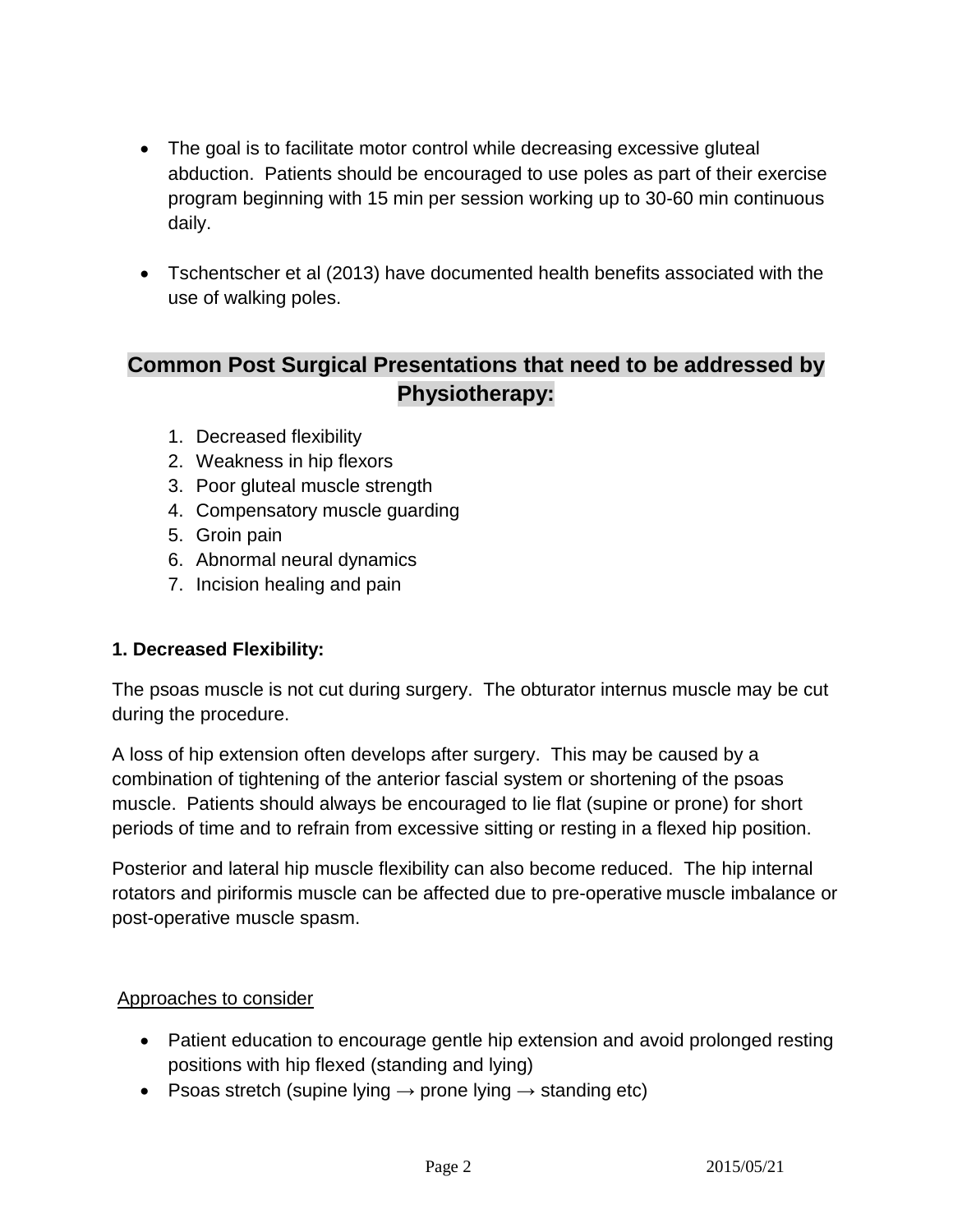- The goal is to facilitate motor control while decreasing excessive gluteal abduction. Patients should be encouraged to use poles as part of their exercise program beginning with 15 min per session working up to 30-60 min continuous daily.

- Tschentscher et al (2013) have documented health benefits associated with the use of walking poles.

## Common Post Surgical Presentations that need to be addressed by Physiotherapy:

1. Decreased flexibility
2. Weakness in hip flexors
3. Poor gluteal muscle strength
4. Compensatory muscle guarding
5. Groin pain
6. Abnormal neural dynamics
7. Incision healing and pain

**1. Decreased Flexibility:**

The psoas muscle is not cut during surgery. The obturator internus muscle may be cut during the procedure.

A loss of hip extension often develops after surgery. This may be caused by a combination of tightening of the anterior fascial system or shortening of the psoas muscle. Patients should always be encouraged to lie flat (supine or prone) for short periods of time and to refrain from excessive sitting or resting in a flexed hip position.

Posterior and lateral hip muscle flexibility can also become reduced. The hip internal rotators and piriformis muscle can be affected due to pre-operative muscle imbalance or post-operative muscle spasm.

<u>Approaches to consider</u>

- Patient education to encourage gentle hip extension and avoid prolonged resting positions with hip flexed (standing and lying)
- Psoas stretch (supine lying → prone lying → standing etc)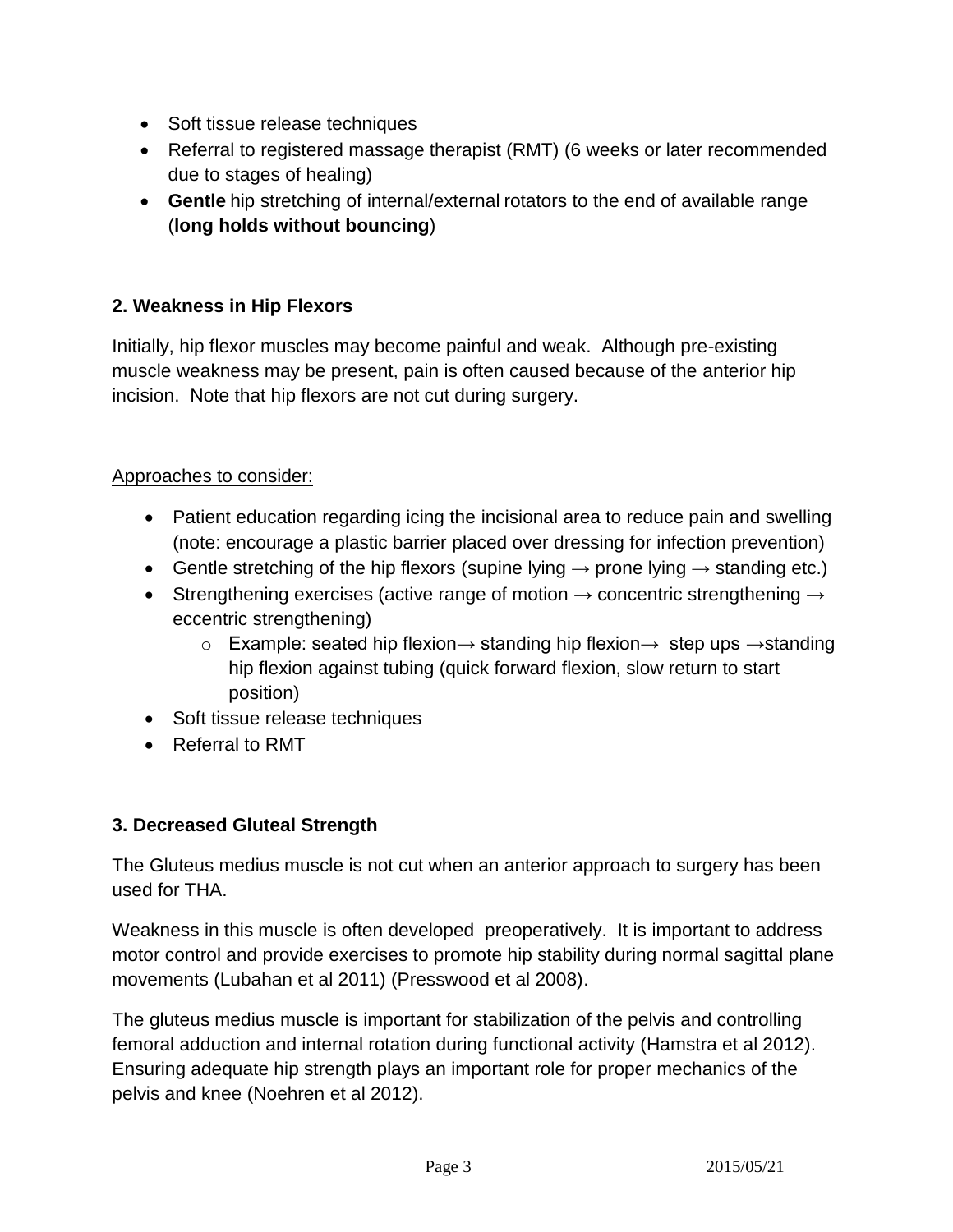- Soft tissue release techniques
- Referral to registered massage therapist (RMT) (6 weeks or later recommended due to stages of healing)
- **Gentle** hip stretching of internal/external rotators to the end of available range (**long holds without bouncing**)

### 2. Weakness in Hip Flexors

Initially, hip flexor muscles may become painful and weak. Although pre-existing muscle weakness may be present, pain is often caused because of the anterior hip incision. Note that hip flexors are not cut during surgery.

<u>Approaches to consider:</u>

- Patient education regarding icing the incisional area to reduce pain and swelling (note: encourage a plastic barrier placed over dressing for infection prevention)
- Gentle stretching of the hip flexors (supine lying → prone lying → standing etc.)
- Strengthening exercises (active range of motion → concentric strengthening → eccentric strengthening)
  - Example: seated hip flexion→ standing hip flexion→ step ups →standing hip flexion against tubing (quick forward flexion, slow return to start position)
- Soft tissue release techniques
- Referral to RMT

### 3. Decreased Gluteal Strength

The Gluteus medius muscle is not cut when an anterior approach to surgery has been used for THA.

Weakness in this muscle is often developed preoperatively. It is important to address motor control and provide exercises to promote hip stability during normal sagittal plane movements (Lubahan et al 2011) (Presswood et al 2008).

The gluteus medius muscle is important for stabilization of the pelvis and controlling femoral adduction and internal rotation during functional activity (Hamstra et al 2012). Ensuring adequate hip strength plays an important role for proper mechanics of the pelvis and knee (Noehren et al 2012).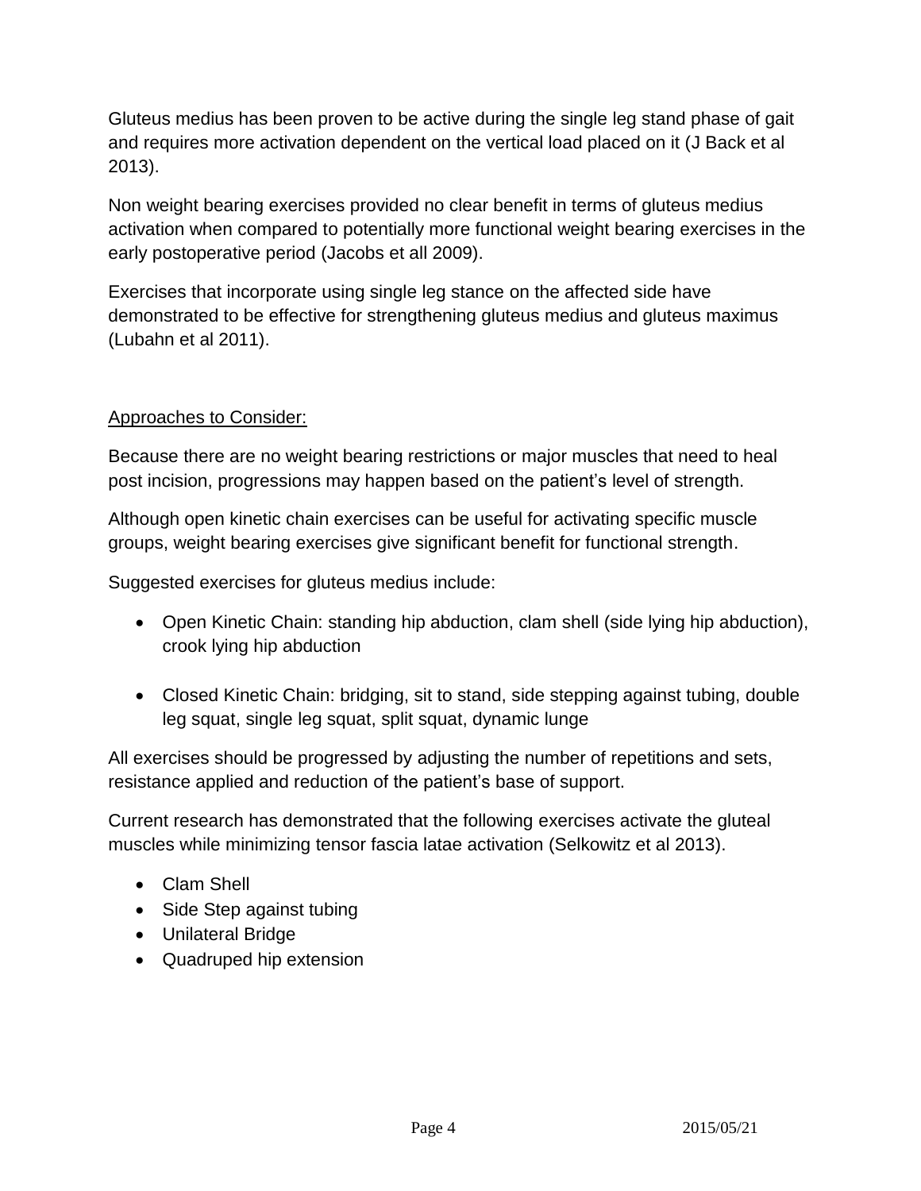Gluteus medius has been proven to be active during the single leg stand phase of gait and requires more activation dependent on the vertical load placed on it (J Back et al 2013).

Non weight bearing exercises provided no clear benefit in terms of gluteus medius activation when compared to potentially more functional weight bearing exercises in the early postoperative period (Jacobs et all 2009).

Exercises that incorporate using single leg stance on the affected side have demonstrated to be effective for strengthening gluteus medius and gluteus maximus (Lubahn et al 2011).

<u>Approaches to Consider:</u>

Because there are no weight bearing restrictions or major muscles that need to heal post incision, progressions may happen based on the patient's level of strength.

Although open kinetic chain exercises can be useful for activating specific muscle groups, weight bearing exercises give significant benefit for functional strength.

Suggested exercises for gluteus medius include:

- Open Kinetic Chain: standing hip abduction, clam shell (side lying hip abduction), crook lying hip abduction
- Closed Kinetic Chain: bridging, sit to stand, side stepping against tubing, double leg squat, single leg squat, split squat, dynamic lunge

All exercises should be progressed by adjusting the number of repetitions and sets, resistance applied and reduction of the patient's base of support.

Current research has demonstrated that the following exercises activate the gluteal muscles while minimizing tensor fascia latae activation (Selkowitz et al 2013).

- Clam Shell
- Side Step against tubing
- Unilateral Bridge
- Quadruped hip extension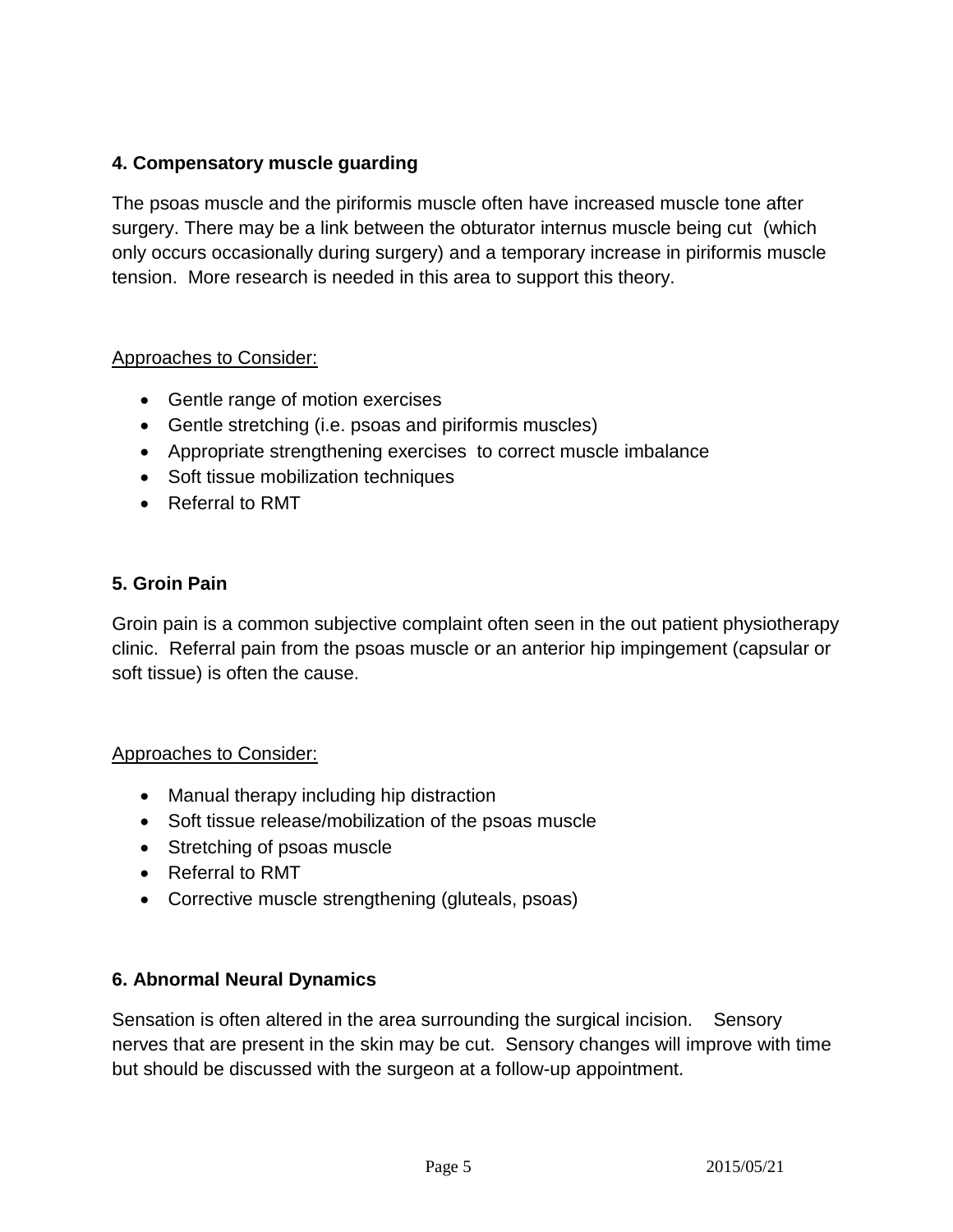### 4. Compensatory muscle guarding

The psoas muscle and the piriformis muscle often have increased muscle tone after surgery. There may be a link between the obturator internus muscle being cut (which only occurs occasionally during surgery) and a temporary increase in piriformis muscle tension. More research is needed in this area to support this theory.

Approaches to Consider:

- Gentle range of motion exercises
- Gentle stretching (i.e. psoas and piriformis muscles)
- Appropriate strengthening exercises to correct muscle imbalance
- Soft tissue mobilization techniques
- Referral to RMT

### 5. Groin Pain

Groin pain is a common subjective complaint often seen in the out patient physiotherapy clinic. Referral pain from the psoas muscle or an anterior hip impingement (capsular or soft tissue) is often the cause.

Approaches to Consider:

- Manual therapy including hip distraction
- Soft tissue release/mobilization of the psoas muscle
- Stretching of psoas muscle
- Referral to RMT
- Corrective muscle strengthening (gluteals, psoas)

### 6. Abnormal Neural Dynamics

Sensation is often altered in the area surrounding the surgical incision. Sensory nerves that are present in the skin may be cut. Sensory changes will improve with time but should be discussed with the surgeon at a follow-up appointment.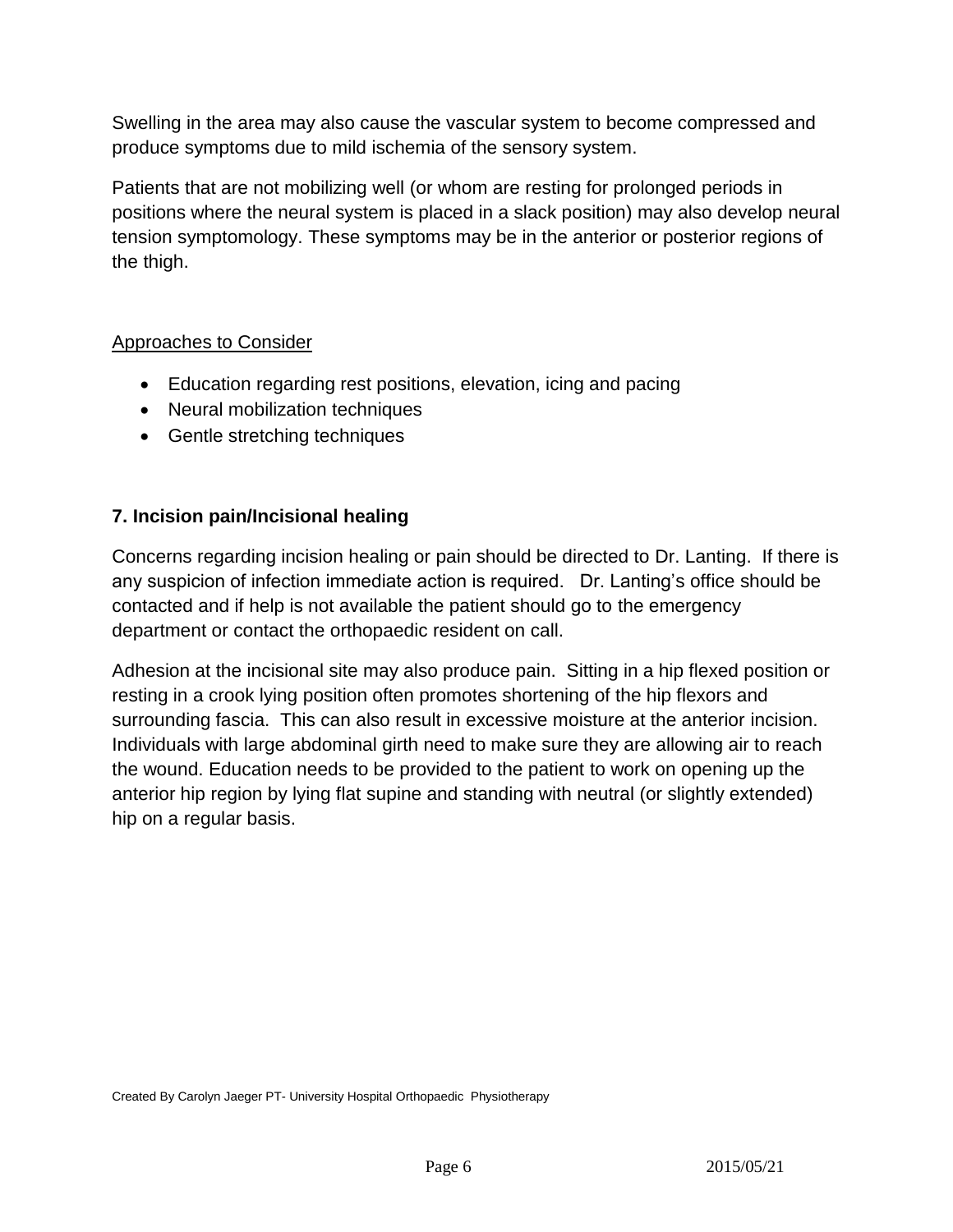Swelling in the area may also cause the vascular system to become compressed and produce symptoms due to mild ischemia of the sensory system.

Patients that are not mobilizing well (or whom are resting for prolonged periods in positions where the neural system is placed in a slack position) may also develop neural tension symptomology. These symptoms may be in the anterior or posterior regions of the thigh.

Approaches to Consider

- Education regarding rest positions, elevation, icing and pacing
- Neural mobilization techniques
- Gentle stretching techniques

### 7. Incision pain/Incisional healing

Concerns regarding incision healing or pain should be directed to Dr. Lanting. If there is any suspicion of infection immediate action is required. Dr. Lanting's office should be contacted and if help is not available the patient should go to the emergency department or contact the orthopaedic resident on call.

Adhesion at the incisional site may also produce pain. Sitting in a hip flexed position or resting in a crook lying position often promotes shortening of the hip flexors and surrounding fascia. This can also result in excessive moisture at the anterior incision. Individuals with large abdominal girth need to make sure they are allowing air to reach the wound. Education needs to be provided to the patient to work on opening up the anterior hip region by lying flat supine and standing with neutral (or slightly extended) hip on a regular basis.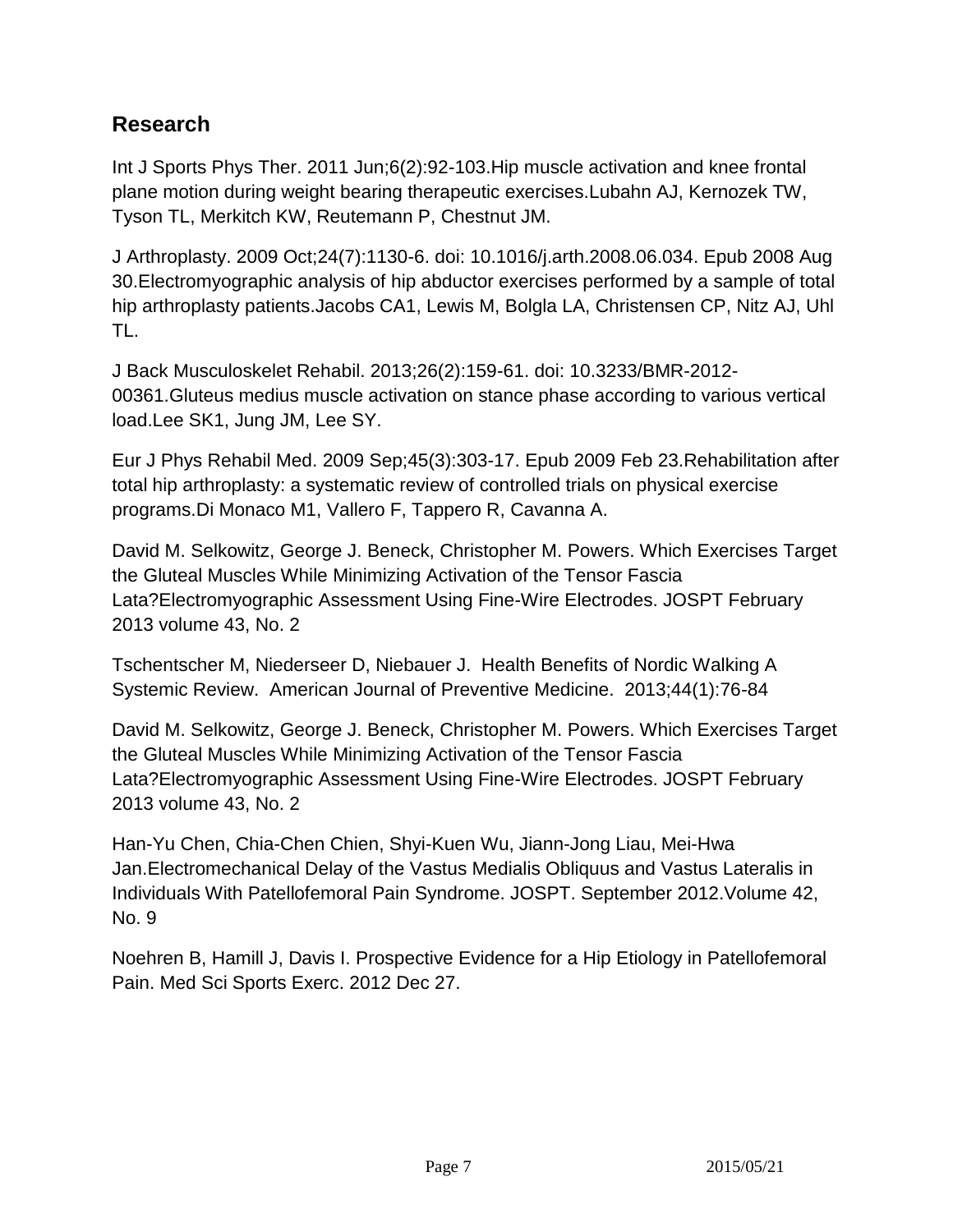## Research

Int J Sports Phys Ther. 2011 Jun;6(2):92-103.Hip muscle activation and knee frontal plane motion during weight bearing therapeutic exercises.Lubahn AJ, Kernozek TW, Tyson TL, Merkitch KW, Reutemann P, Chestnut JM.

J Arthroplasty. 2009 Oct;24(7):1130-6. doi: 10.1016/j.arth.2008.06.034. Epub 2008 Aug 30.Electromyographic analysis of hip abductor exercises performed by a sample of total hip arthroplasty patients.Jacobs CA1, Lewis M, Bolgla LA, Christensen CP, Nitz AJ, Uhl TL.

J Back Musculoskelet Rehabil. 2013;26(2):159-61. doi: 10.3233/BMR-2012-00361.Gluteus medius muscle activation on stance phase according to various vertical load.Lee SK1, Jung JM, Lee SY.

Eur J Phys Rehabil Med. 2009 Sep;45(3):303-17. Epub 2009 Feb 23.Rehabilitation after total hip arthroplasty: a systematic review of controlled trials on physical exercise programs.Di Monaco M1, Vallero F, Tappero R, Cavanna A.

David M. Selkowitz, George J. Beneck, Christopher M. Powers. Which Exercises Target the Gluteal Muscles While Minimizing Activation of the Tensor Fascia Lata?Electromyographic Assessment Using Fine-Wire Electrodes. JOSPT February 2013 volume 43, No. 2

Tschentscher M, Niederseer D, Niebauer J. Health Benefits of Nordic Walking A Systemic Review. American Journal of Preventive Medicine. 2013;44(1):76-84

David M. Selkowitz, George J. Beneck, Christopher M. Powers. Which Exercises Target the Gluteal Muscles While Minimizing Activation of the Tensor Fascia Lata?Electromyographic Assessment Using Fine-Wire Electrodes. JOSPT February 2013 volume 43, No. 2

Han-Yu Chen, Chia-Chen Chien, Shyi-Kuen Wu, Jiann-Jong Liau, Mei-Hwa Jan.Electromechanical Delay of the Vastus Medialis Obliquus and Vastus Lateralis in Individuals With Patellofemoral Pain Syndrome. JOSPT. September 2012.Volume 42, No. 9

Noehren B, Hamill J, Davis I. Prospective Evidence for a Hip Etiology in Patellofemoral Pain. Med Sci Sports Exerc. 2012 Dec 27.